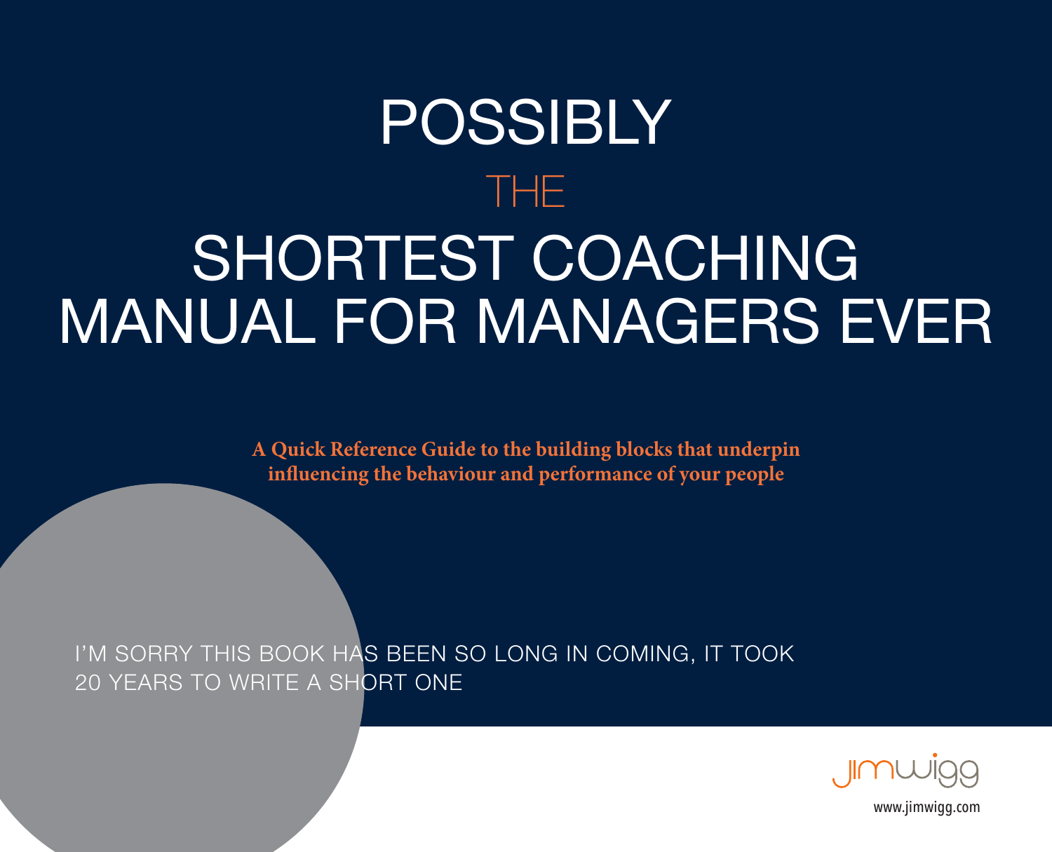# POSSIBLY THE SHORTEST COACHING MANUAL FOR MANAGERS EVER

**A Quick Reference Guide to the building blocks that underpin influencing the behaviour and performance of your people**

I'M SORRY THIS BOOK HAS BEEN SO LONG IN COMING, IT TOOK 20 YEARS TO WRITE A SHORT ONE

jimwigg

www.jimwigg.com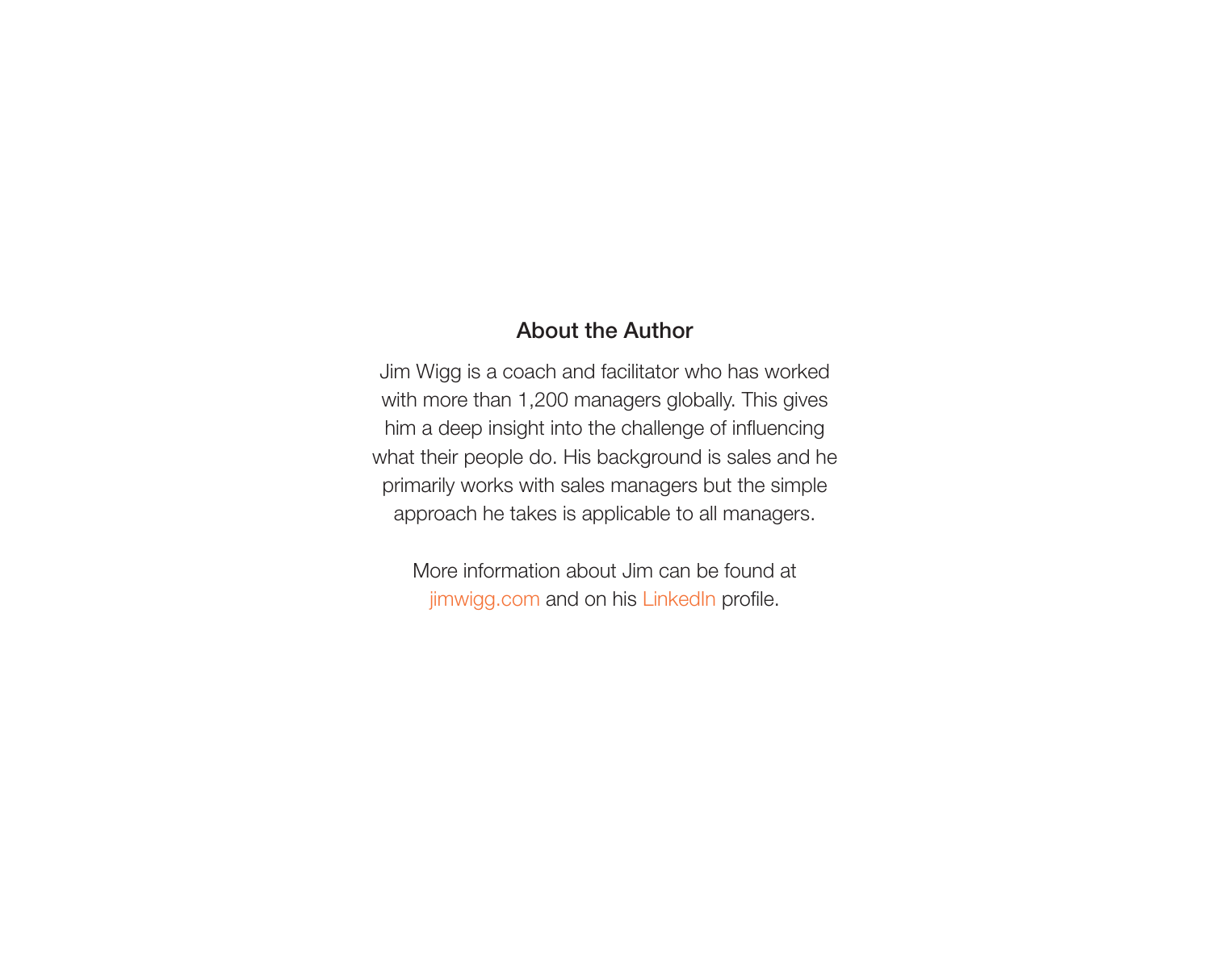## About the Author

Jim Wigg is a coach and facilitator who has worked with more than 1,200 managers globally. This gives him a deep insight into the challenge of influencing what their people do. His background is sales and he primarily works with sales managers but the simple approach he takes is applicable to all managers.

More information about Jim can be found at jimwigg.com and on his LinkedIn profile.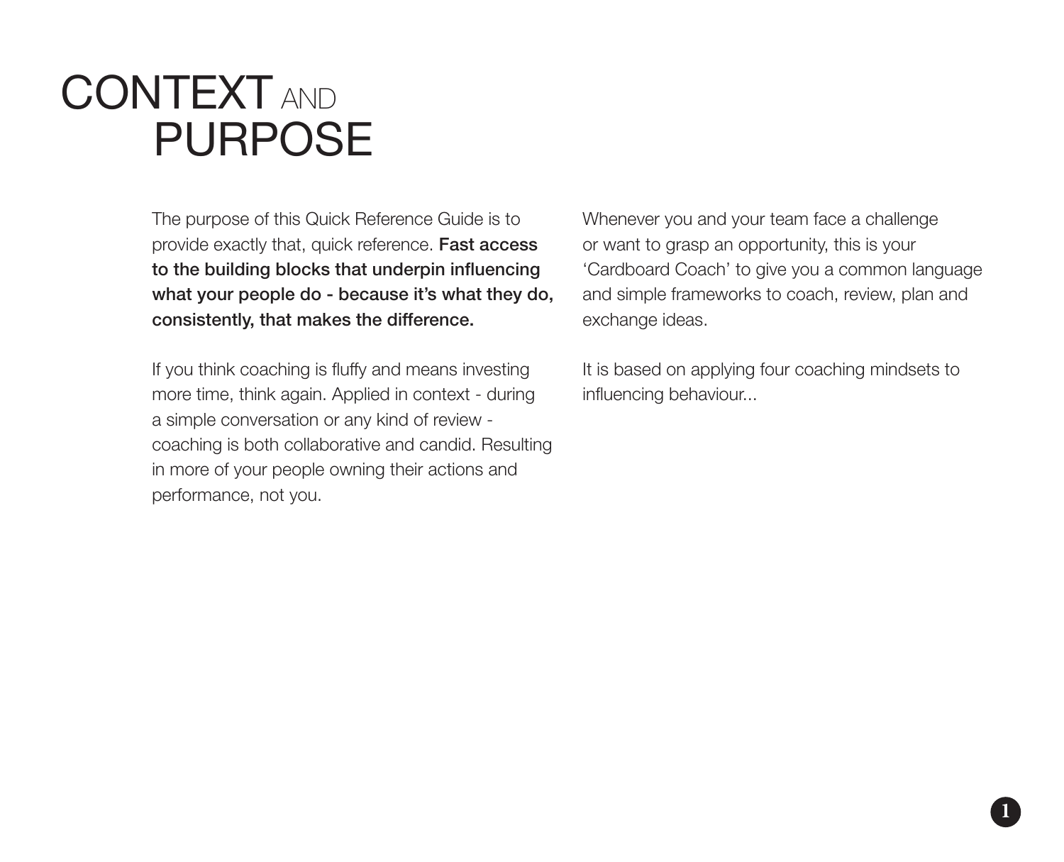# CONTEXT AND PURPOSE

The purpose of this Quick Reference Guide is to provide exactly that, quick reference. **Fast access to the building blocks that underpin influencing what your people do - because it's what they do, consistently, that makes the difference.**

If you think coaching is fluffy and means investing more time, think again. Applied in context - during a simple conversation or any kind of review - coaching is both collaborative and candid. Resulting in more of your people owning their actions and performance, not you.

Whenever you and your team face a challenge or want to grasp an opportunity, this is your 'Cardboard Coach' to give you a common language and simple frameworks to coach, review, plan and exchange ideas.

It is based on applying four coaching mindsets to influencing behaviour...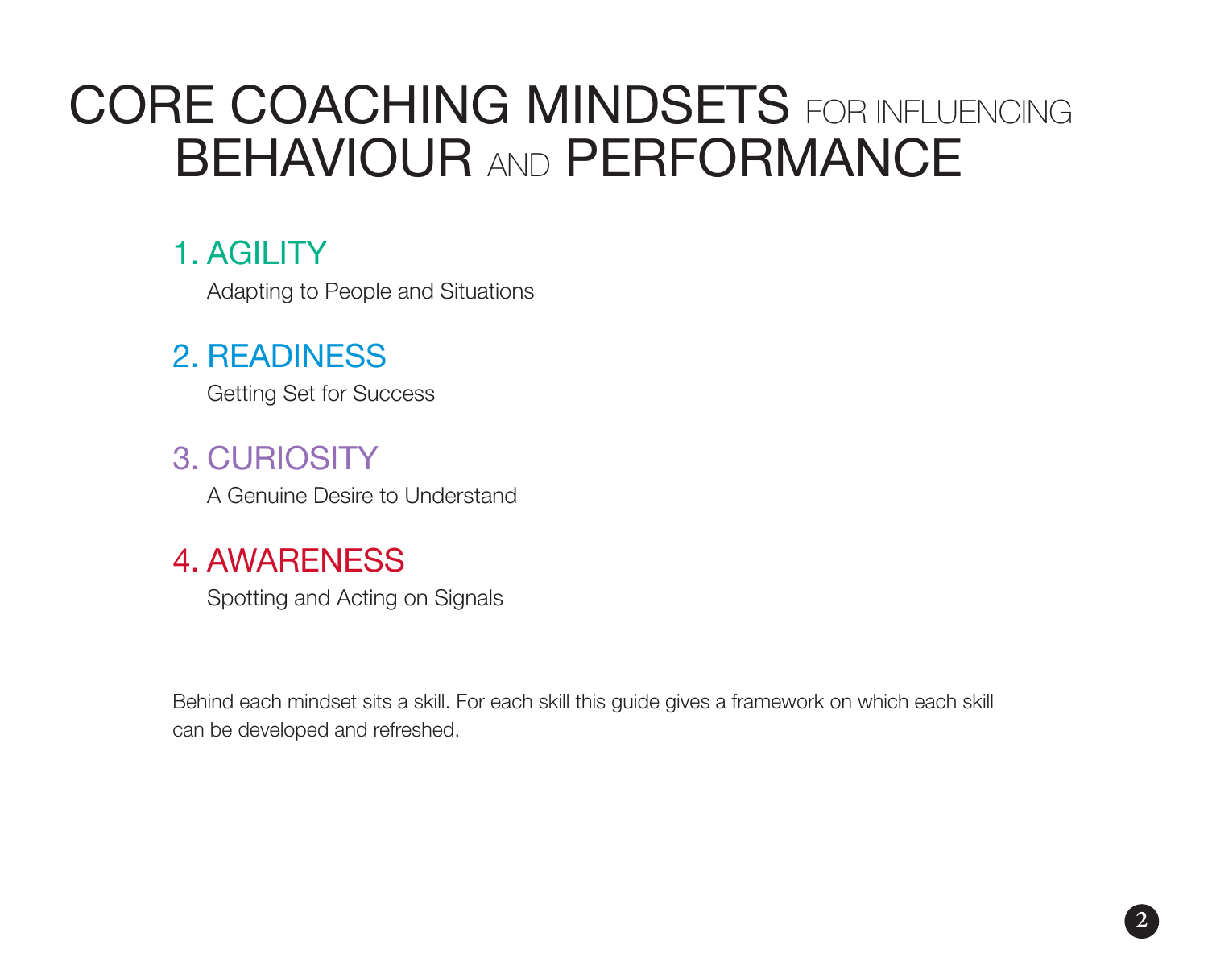# CORE COACHING MINDSETS FOR INFLUENCING BEHAVIOUR AND PERFORMANCE

## 1. AGILITY

Adapting to People and Situations

## 2. READINESS

Getting Set for Success

## 3. CURIOSITY

A Genuine Desire to Understand

## 4. AWARENESS

Spotting and Acting on Signals

Behind each mindset sits a skill. For each skill this guide gives a framework on which each skill can be developed and refreshed.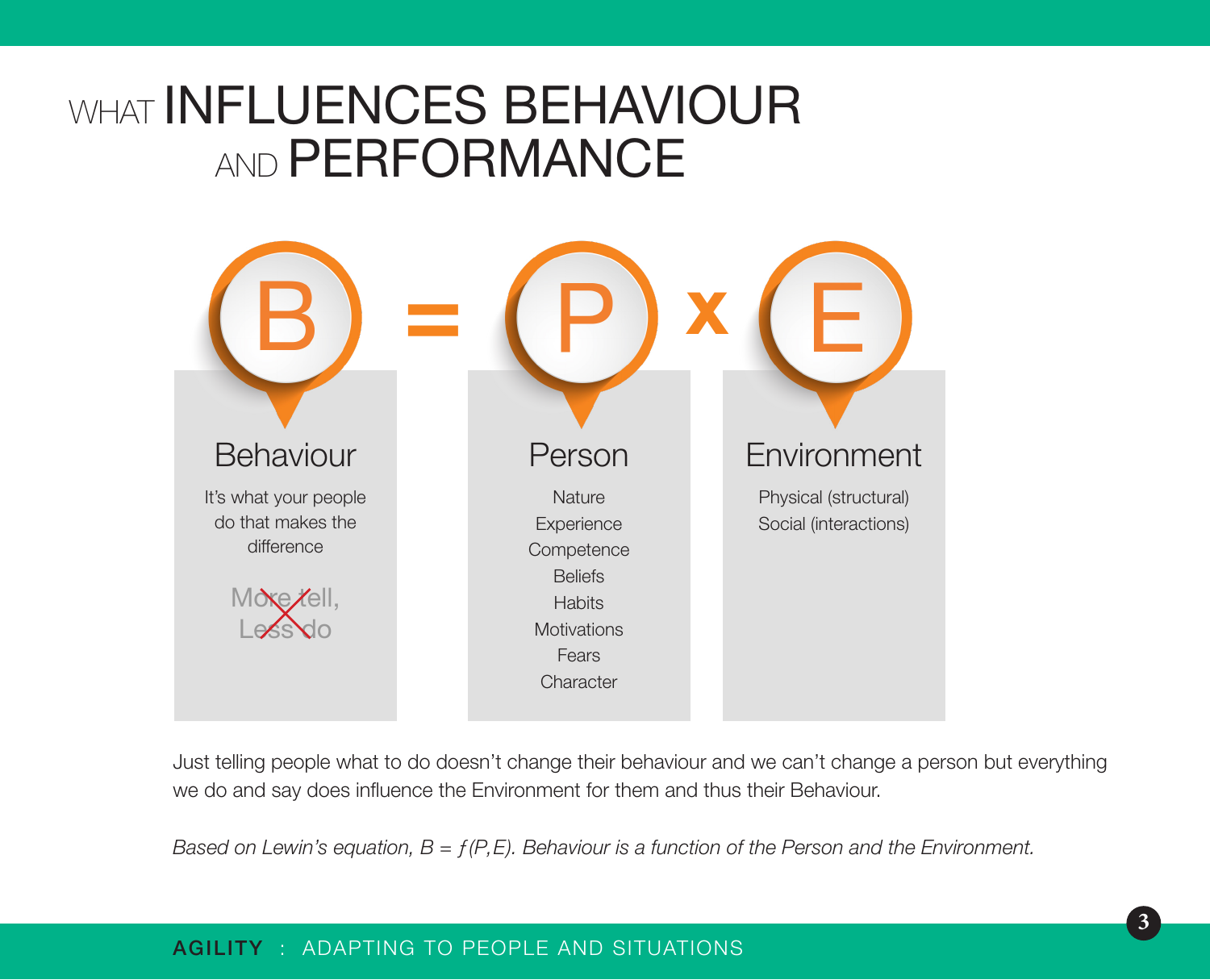# WHAT INFLUENCES BEHAVIOUR AND PERFORMANCE

**B = P x E**

### Behaviour

It's what your people do that makes the difference

~~More tell, Less do~~

### Person

Nature
Experience
Competence
Beliefs
Habits
Motivations
Fears
Character

### Environment

Physical (structural)
Social (interactions)

Just telling people what to do doesn't change their behaviour and we can't change a person but everything we do and say does influence the Environment for them and thus their Behaviour.

*Based on Lewin's equation, $B = f(P,E)$. Behaviour is a function of the Person and the Environment.*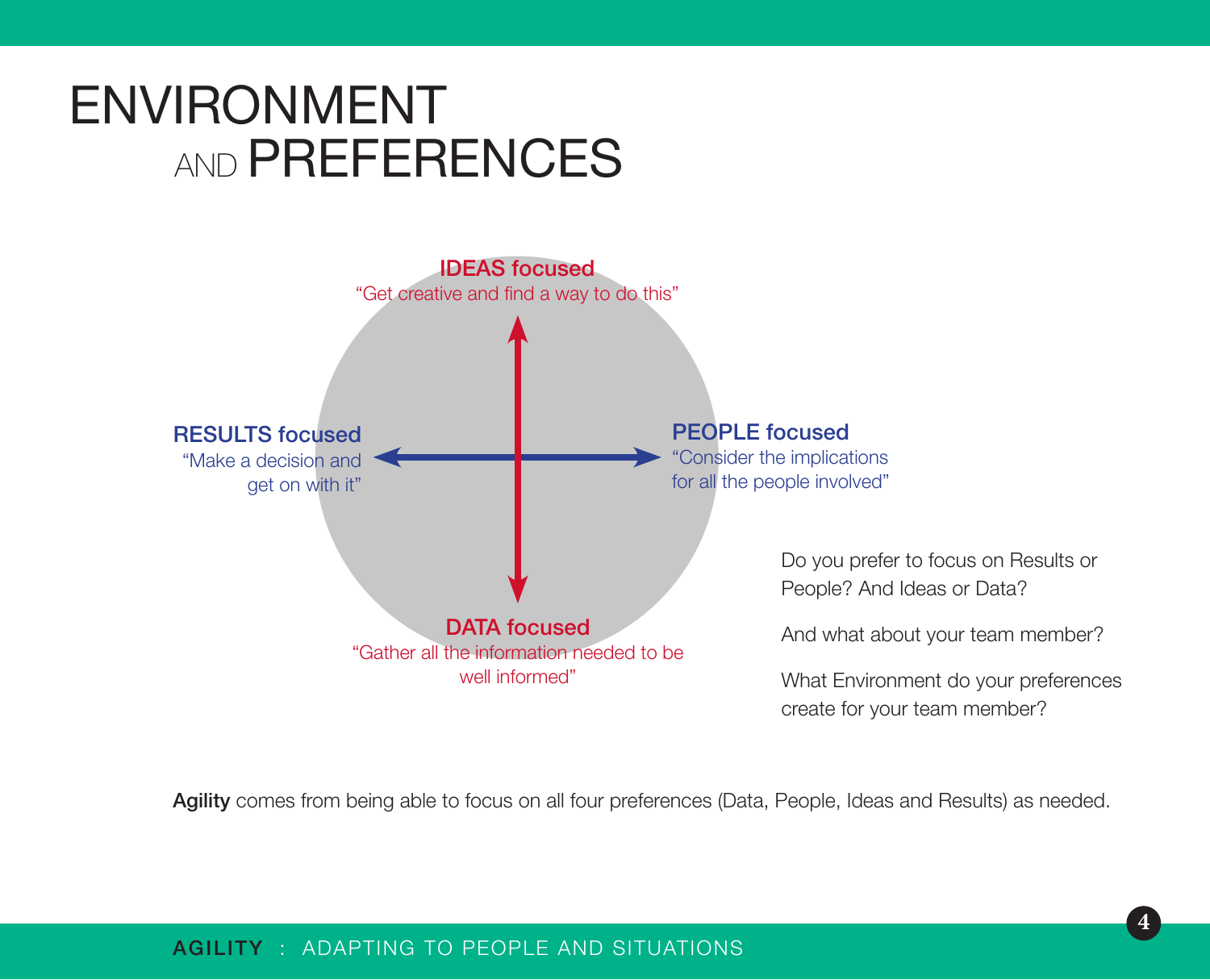# ENVIRONMENT AND PREFERENCES

**IDEAS focused**
"Get creative and find a way to do this"

**RESULTS focused**
"Make a decision and get on with it"

**PEOPLE focused**
"Consider the implications for all the people involved"

**DATA focused**
"Gather all the information needed to be well informed"

Do you prefer to focus on Results or People? And Ideas or Data?

And what about your team member?

What Environment do your preferences create for your team member?

**Agility** comes from being able to focus on all four preferences (Data, People, Ideas and Results) as needed.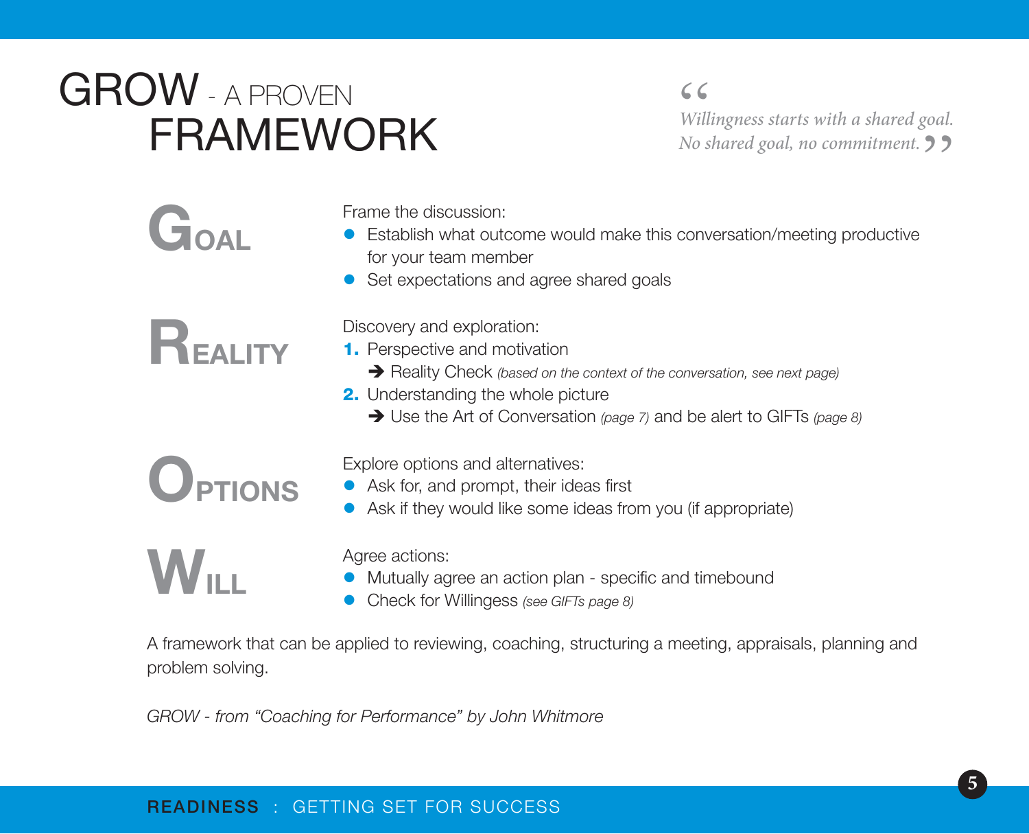# GROW - A PROVEN FRAMEWORK

> *Willingness starts with a shared goal. No shared goal, no commitment.*

## GOAL

Frame the discussion:

- Establish what outcome would make this conversation/meeting productive for your team member
- Set expectations and agree shared goals

## REALITY

Discovery and exploration:

1. Perspective and motivation
   ➔ Reality Check *(based on the context of the conversation, see next page)*
2. Understanding the whole picture
   ➔ Use the Art of Conversation *(page 7)* and be alert to GIFTs *(page 8)*

## OPTIONS

Explore options and alternatives:

- Ask for, and prompt, their ideas first
- Ask if they would like some ideas from you (if appropriate)

## WILL

Agree actions:

- Mutually agree an action plan - specific and timebound
- Check for Willingness *(see GIFTs page 8)*

A framework that can be applied to reviewing, coaching, structuring a meeting, appraisals, planning and problem solving.

*GROW - from "Coaching for Performance" by John Whitmore*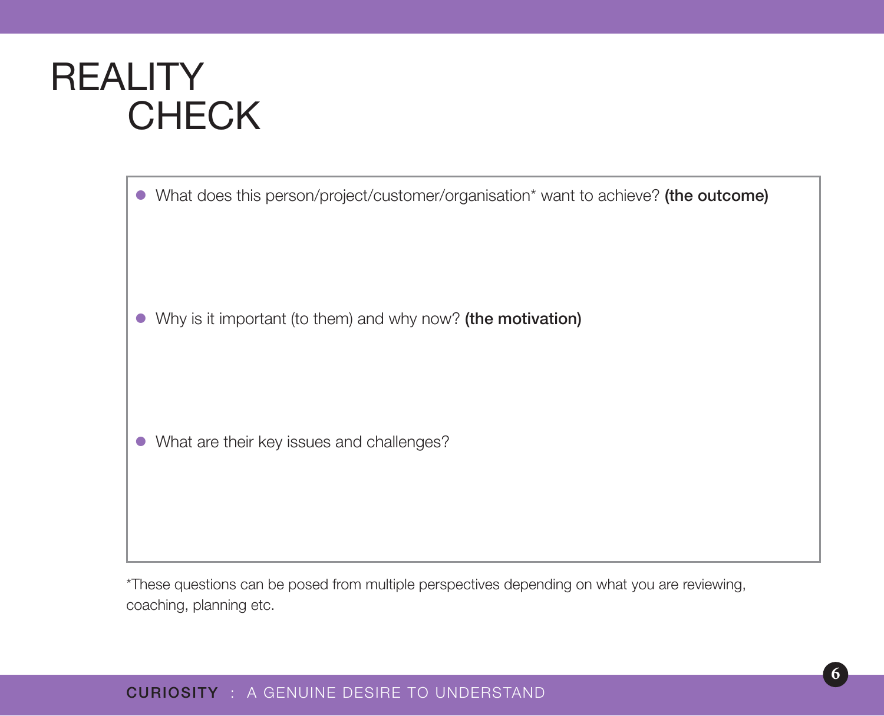# REALITY CHECK

- What does this person/project/customer/organisation* want to achieve? **(the outcome)**

- Why is it important (to them) and why now? **(the motivation)**

- What are their key issues and challenges?

*These questions can be posed from multiple perspectives depending on what you are reviewing, coaching, planning etc.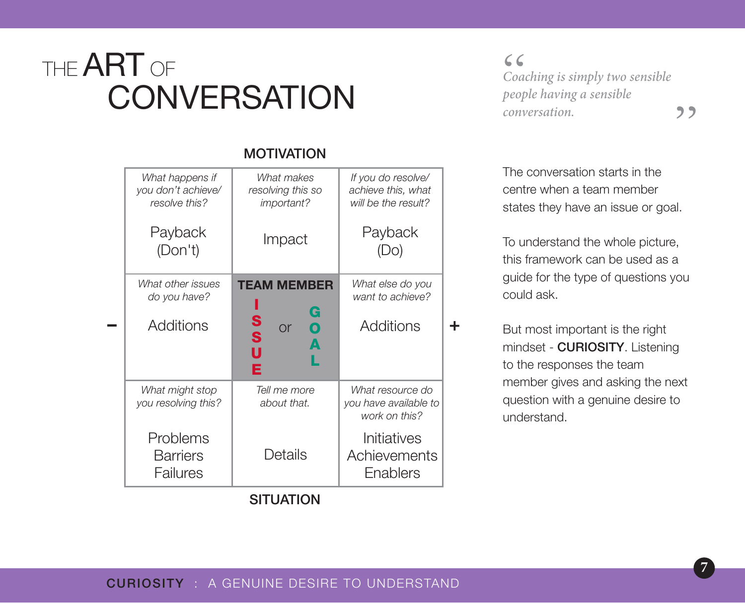# THE ART OF CONVERSATION

> *Coaching is simply two sensible people having a sensible conversation.*

**MOTIVATION**

| − | | | | + |
|---|---|---|---|---|
| | *What happens if you don't achieve/ resolve this?* Payback (Don't) | *What makes resolving this so important?* Impact | *If you do resolve/ achieve this, what will be the result?* Payback (Do) | |
| − | *What other issues do you have?* Additions | **TEAM MEMBER** ISSUE or GOAL | *What else do you want to achieve?* Additions | + |
| | *What might stop you resolving this?* Problems Barriers Failures | *Tell me more about that.* Details | *What resource do you have available to work on this?* Initiatives Achievements Enablers | |

**SITUATION**

The conversation starts in the centre when a team member states they have an issue or goal.

To understand the whole picture, this framework can be used as a guide for the type of questions you could ask.

But most important is the right mindset - **CURIOSITY**. Listening to the responses the team member gives and asking the next question with a genuine desire to understand.

**CURIOSITY** : A GENUINE DESIRE TO UNDERSTAND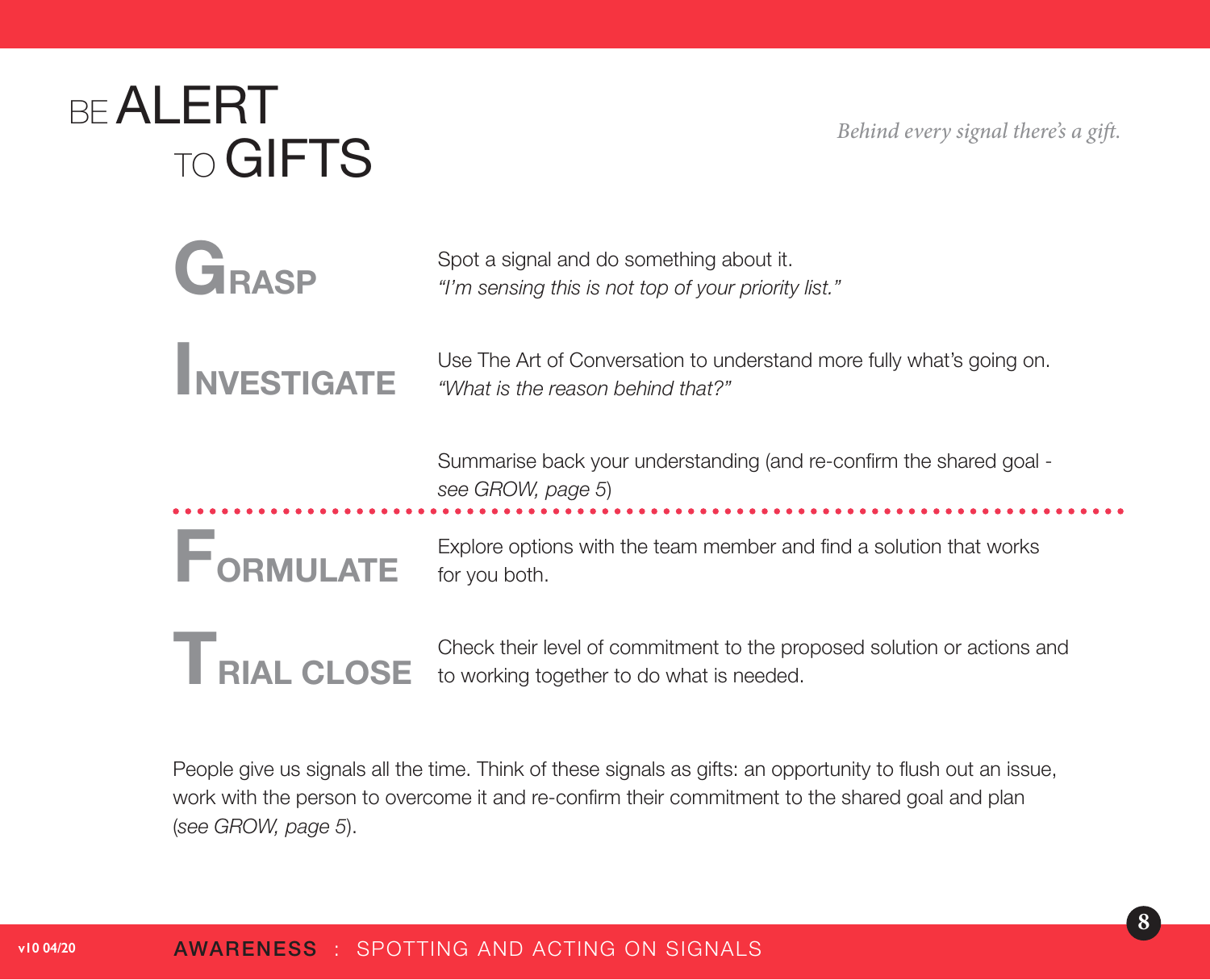# BE ALERT TO GIFTS

*Behind every signal there's a gift.*

**GRASP**

Spot a signal and do something about it.
*"I'm sensing this is not top of your priority list."*

**INVESTIGATE**

Use The Art of Conversation to understand more fully what's going on.
*"What is the reason behind that?"*

Summarise back your understanding (and re-confirm the shared goal - *see GROW, page 5*)

**FORMULATE**

Explore options with the team member and find a solution that works for you both.

**TRIAL CLOSE**

Check their level of commitment to the proposed solution or actions and to working together to do what is needed.

People give us signals all the time. Think of these signals as gifts: an opportunity to flush out an issue, work with the person to overcome it and re-confirm their commitment to the shared goal and plan (*see GROW, page 5*).